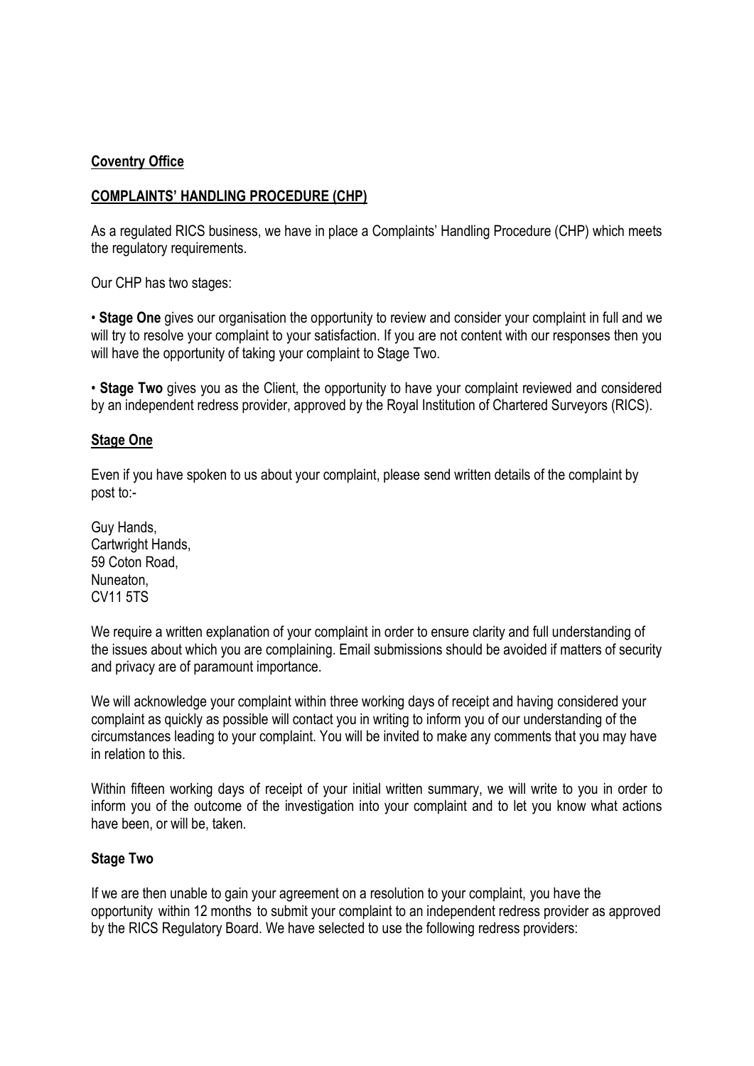**Coventry Office**

**COMPLAINTS' HANDLING PROCEDURE (CHP)**

As a regulated RICS business, we have in place a Complaints' Handling Procedure (CHP) which meets the regulatory requirements.

Our CHP has two stages:

- **Stage One** gives our organisation the opportunity to review and consider your complaint in full and we will try to resolve your complaint to your satisfaction. If you are not content with our responses then you will have the opportunity of taking your complaint to Stage Two.

- **Stage Two** gives you as the Client, the opportunity to have your complaint reviewed and considered by an independent redress provider, approved by the Royal Institution of Chartered Surveyors (RICS).

**Stage One**

Even if you have spoken to us about your complaint, please send written details of the complaint by post to:-

Guy Hands,
Cartwright Hands,
59 Coton Road,
Nuneaton,
CV11 5TS

We require a written explanation of your complaint in order to ensure clarity and full understanding of the issues about which you are complaining. Email submissions should be avoided if matters of security and privacy are of paramount importance.

We will acknowledge your complaint within three working days of receipt and having considered your complaint as quickly as possible will contact you in writing to inform you of our understanding of the circumstances leading to your complaint. You will be invited to make any comments that you may have in relation to this.

Within fifteen working days of receipt of your initial written summary, we will write to you in order to inform you of the outcome of the investigation into your complaint and to let you know what actions have been, or will be, taken.

**Stage Two**

If we are then unable to gain your agreement on a resolution to your complaint, you have the opportunity within 12 months to submit your complaint to an independent redress provider as approved by the RICS Regulatory Board. We have selected to use the following redress providers: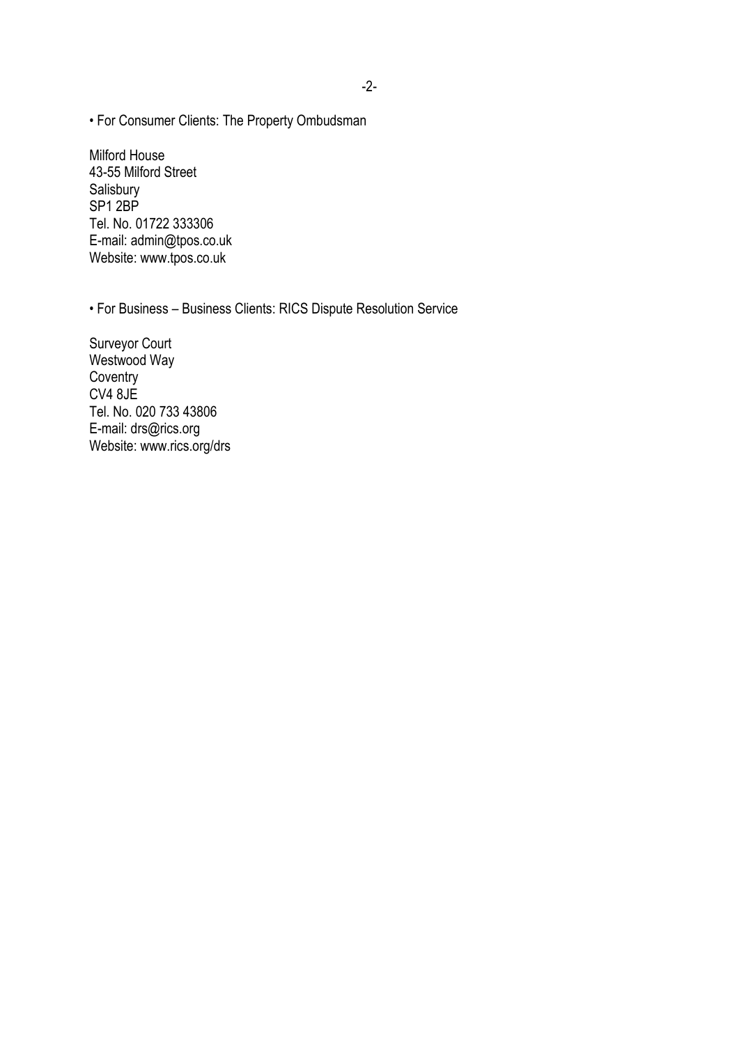• For Consumer Clients: The Property Ombudsman

Milford House
43-55 Milford Street
Salisbury
SP1 2BP
Tel. No. 01722 333306
E-mail: admin@tpos.co.uk
Website: www.tpos.co.uk

• For Business – Business Clients: RICS Dispute Resolution Service

Surveyor Court
Westwood Way
Coventry
CV4 8JE
Tel. No. 020 733 43806
E-mail: drs@rics.org
Website: www.rics.org/drs